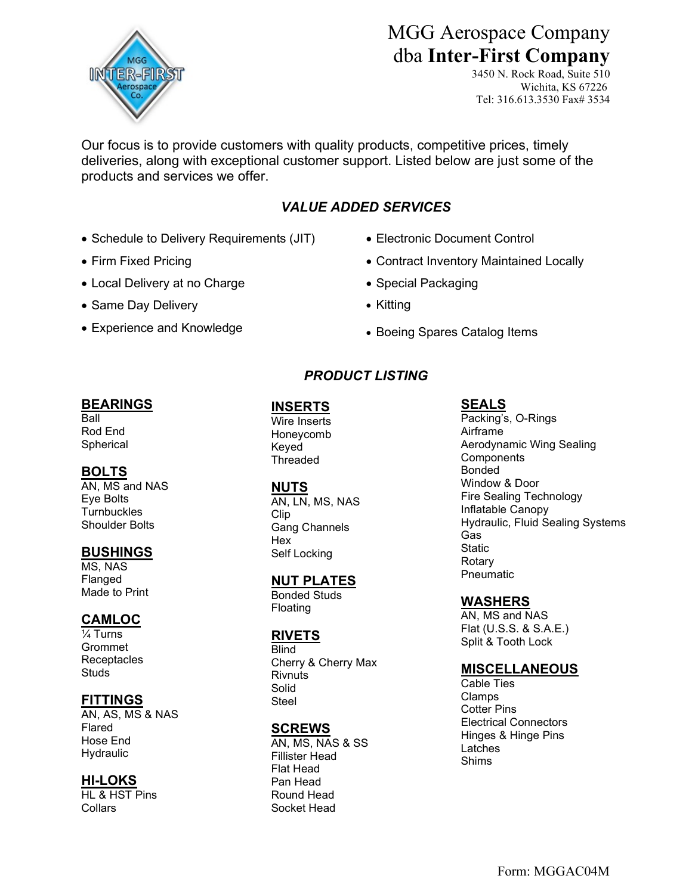# MGG Aerospace Company
## dba **Inter-First Company**

3450 N. Rock Road, Suite 510
Wichita, KS 67226
Tel: 316.613.3530 Fax# 3534

Our focus is to provide customers with quality products, competitive prices, timely deliveries, along with exceptional customer support. Listed below are just some of the products and services we offer.

### *VALUE ADDED SERVICES*

- Schedule to Delivery Requirements (JIT)
- Firm Fixed Pricing
- Local Delivery at no Charge
- Same Day Delivery
- Experience and Knowledge
- Electronic Document Control
- Contract Inventory Maintained Locally
- Special Packaging
- Kitting
- Boeing Spares Catalog Items

### *PRODUCT LISTING*

**BEARINGS**
Ball
Rod End
Spherical

**BOLTS**
AN, MS and NAS
Eye Bolts
Turnbuckles
Shoulder Bolts

**BUSHINGS**
MS, NAS
Flanged
Made to Print

**CAMLOC**
¼ Turns
Grommet
Receptacles
Studs

**FITTINGS**
AN, AS, MS & NAS
Flared
Hose End
Hydraulic

**HI-LOKS**
HL & HST Pins
Collars

**INSERTS**
Wire Inserts
Honeycomb
Keyed
Threaded

**NUTS**
AN, LN, MS, NAS
Clip
Gang Channels
Hex
Self Locking

**NUT PLATES**
Bonded Studs
Floating

**RIVETS**
Blind
Cherry & Cherry Max
Rivnuts
Solid
Steel

**SCREWS**
AN, MS, NAS & SS
Fillister Head
Flat Head
Pan Head
Round Head
Socket Head

**SEALS**
Packing's, O-Rings
Airframe
Aerodynamic Wing Sealing
Components
Bonded
Window & Door
Fire Sealing Technology
Inflatable Canopy
Hydraulic, Fluid Sealing Systems
Gas
Static
Rotary
Pneumatic

**WASHERS**
AN, MS and NAS
Flat (U.S.S. & S.A.E.)
Split & Tooth Lock

**MISCELLANEOUS**
Cable Ties
Clamps
Cotter Pins
Electrical Connectors
Hinges & Hinge Pins
Latches
Shims

Form: MGGAC04M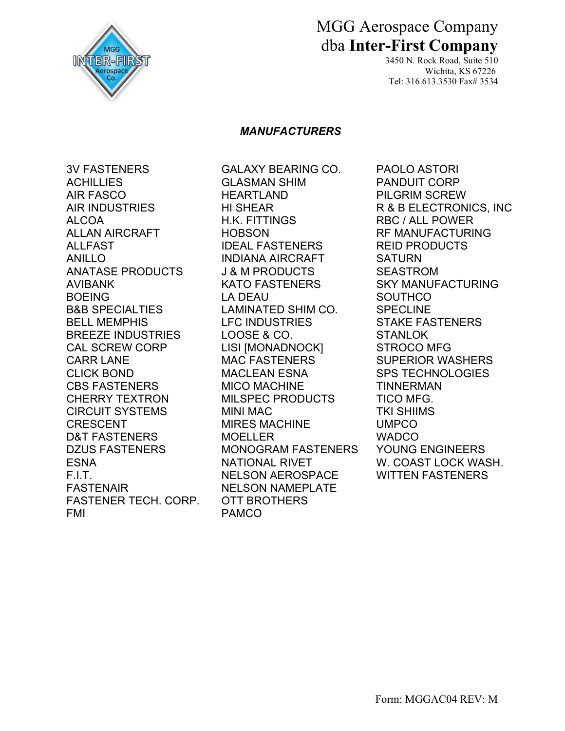# MGG Aerospace Company
## dba **Inter-First Company**

3450 N. Rock Road, Suite 510
Wichita, KS 67226
Tel: 316.613.3530 Fax# 3534

***MANUFACTURERS***

- 3V FASTENERS
- ACHILLIES
- AIR FASCO
- AIR INDUSTRIES
- ALCOA
- ALLAN AIRCRAFT
- ALLFAST
- ANILLO
- ANATASE PRODUCTS
- AVIBANK
- BOEING
- B&B SPECIALTIES
- BELL MEMPHIS
- BREEZE INDUSTRIES
- CAL SCREW CORP
- CARR LANE
- CLICK BOND
- CBS FASTENERS
- CHERRY TEXTRON
- CIRCUIT SYSTEMS
- CRESCENT
- D&T FASTENERS
- DZUS FASTENERS
- ESNA
- F.I.T.
- FASTENAIR
- FASTENER TECH. CORP.
- FMI
- GALAXY BEARING CO.
- GLASMAN SHIM
- HEARTLAND
- HI SHEAR
- H.K. FITTINGS
- HOBSON
- IDEAL FASTENERS
- INDIANA AIRCRAFT
- J & M PRODUCTS
- KATO FASTENERS
- LA DEAU
- LAMINATED SHIM CO.
- LFC INDUSTRIES
- LOOSE & CO.
- LISI [MONADNOCK]
- MAC FASTENERS
- MACLEAN ESNA
- MICO MACHINE
- MILSPEC PRODUCTS
- MINI MAC
- MIRES MACHINE
- MOELLER
- MONOGRAM FASTENERS
- NATIONAL RIVET
- NELSON AEROSPACE
- NELSON NAMEPLATE
- OTT BROTHERS
- PAMCO
- PAOLO ASTORI
- PANDUIT CORP
- PILGRIM SCREW
- R & B ELECTRONICS, INC
- RBC / ALL POWER
- RF MANUFACTURING
- REID PRODUCTS
- SATURN
- SEASTROM
- SKY MANUFACTURING
- SOUTHCO
- SPECLINE
- STAKE FASTENERS
- STANLOK
- STROCO MFG
- SUPERIOR WASHERS
- SPS TECHNOLOGIES
- TINNERMAN
- TICO MFG.
- TKI SHIIMS
- UMPCO
- WADCO
- YOUNG ENGINEERS
- W. COAST LOCK WASH.
- WITTEN FASTENERS

Form: MGGAC04 REV: M